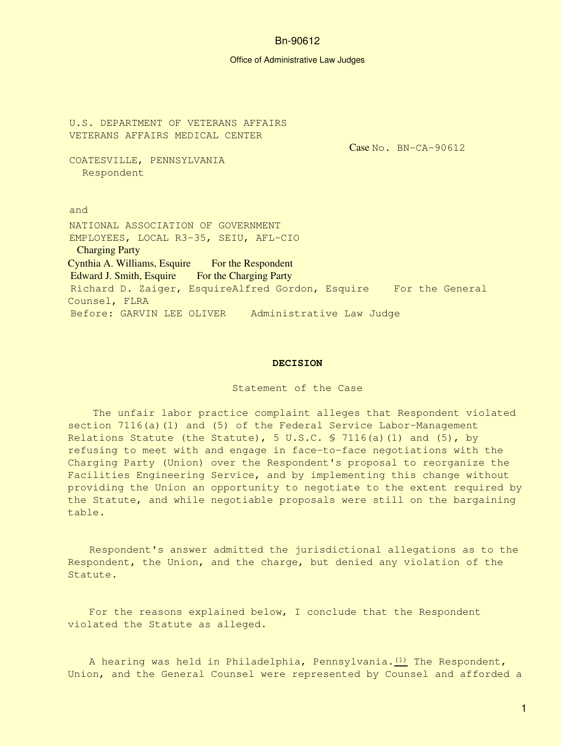Bn-90612

Office of Administrative Law Judges

U.S. DEPARTMENT OF VETERANS AFFAIRS
VETERANS AFFAIRS MEDICAL CENTER

Case No. BN-CA-90612

COATESVILLE, PENNSYLVANIA
Respondent

and

NATIONAL ASSOCIATION OF GOVERNMENT EMPLOYEES, LOCAL R3-35, SEIU, AFL-CIO
Charging Party

Cynthia A. Williams, Esquire For the Respondent

Edward J. Smith, Esquire For the Charging Party

Richard D. Zaiger, Esquire Alfred Gordon, Esquire For the General Counsel, FLRA

Before: GARVIN LEE OLIVER Administrative Law Judge

**DECISION**

Statement of the Case

The unfair labor practice complaint alleges that Respondent violated section 7116(a)(1) and (5) of the Federal Service Labor-Management Relations Statute (the Statute), 5 U.S.C. § 7116(a)(1) and (5), by refusing to meet with and engage in face-to-face negotiations with the Charging Party (Union) over the Respondent's proposal to reorganize the Facilities Engineering Service, and by implementing this change without providing the Union an opportunity to negotiate to the extent required by the Statute, and while negotiable proposals were still on the bargaining table.

Respondent's answer admitted the jurisdictional allegations as to the Respondent, the Union, and the charge, but denied any violation of the Statute.

For the reasons explained below, I conclude that the Respondent violated the Statute as alleged.

A hearing was held in Philadelphia, Pennsylvania.[(1)] The Respondent, Union, and the General Counsel were represented by Counsel and afforded a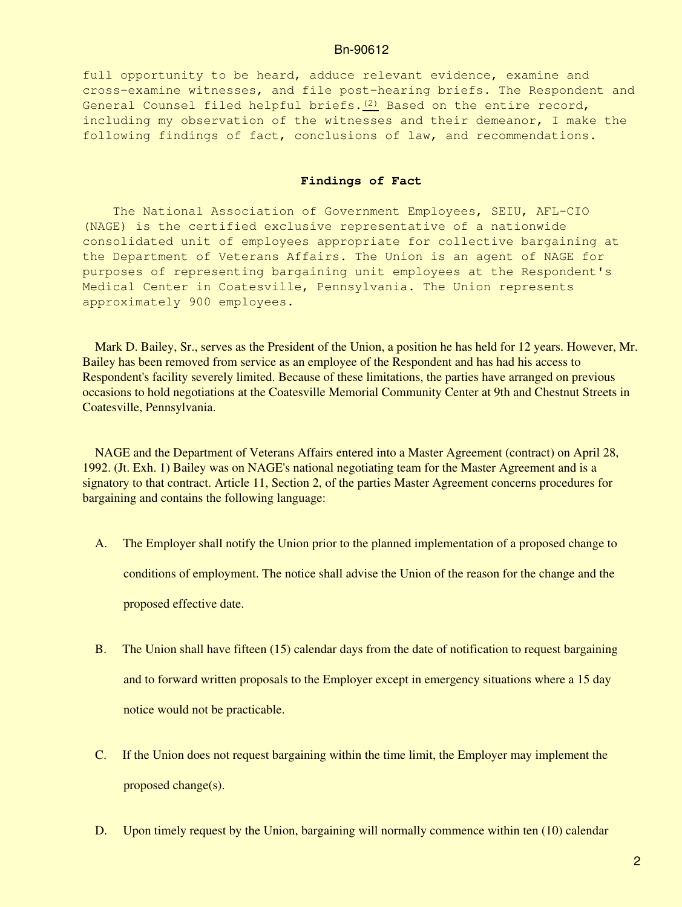full opportunity to be heard, adduce relevant evidence, examine and cross-examine witnesses, and file post-hearing briefs. The Respondent and General Counsel filed helpful briefs.(2) Based on the entire record, including my observation of the witnesses and their demeanor, I make the following findings of fact, conclusions of law, and recommendations.

## Findings of Fact

The National Association of Government Employees, SEIU, AFL-CIO (NAGE) is the certified exclusive representative of a nationwide consolidated unit of employees appropriate for collective bargaining at the Department of Veterans Affairs. The Union is an agent of NAGE for purposes of representing bargaining unit employees at the Respondent's Medical Center in Coatesville, Pennsylvania. The Union represents approximately 900 employees.

Mark D. Bailey, Sr., serves as the President of the Union, a position he has held for 12 years. However, Mr. Bailey has been removed from service as an employee of the Respondent and has had his access to Respondent's facility severely limited. Because of these limitations, the parties have arranged on previous occasions to hold negotiations at the Coatesville Memorial Community Center at 9th and Chestnut Streets in Coatesville, Pennsylvania.

NAGE and the Department of Veterans Affairs entered into a Master Agreement (contract) on April 28, 1992. (Jt. Exh. 1) Bailey was on NAGE's national negotiating team for the Master Agreement and is a signatory to that contract. Article 11, Section 2, of the parties Master Agreement concerns procedures for bargaining and contains the following language:

A. The Employer shall notify the Union prior to the planned implementation of a proposed change to conditions of employment. The notice shall advise the Union of the reason for the change and the proposed effective date.

B. The Union shall have fifteen (15) calendar days from the date of notification to request bargaining and to forward written proposals to the Employer except in emergency situations where a 15 day notice would not be practicable.

C. If the Union does not request bargaining within the time limit, the Employer may implement the proposed change(s).

D. Upon timely request by the Union, bargaining will normally commence within ten (10) calendar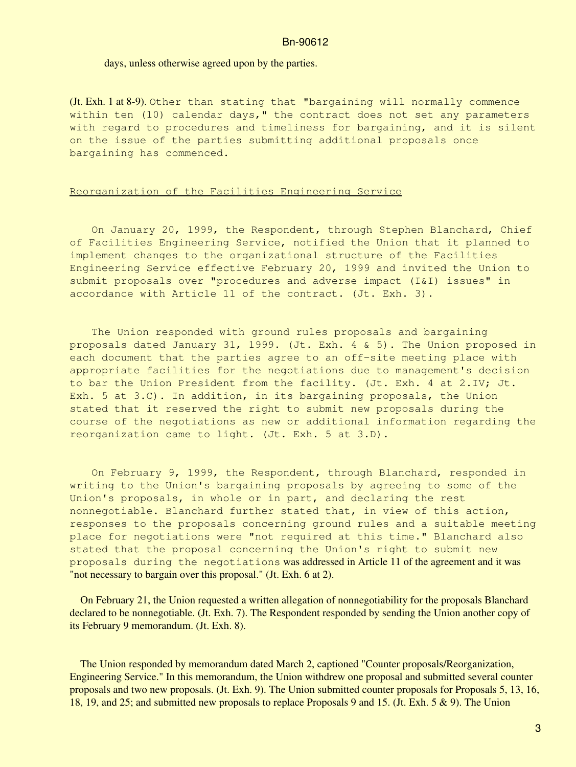days, unless otherwise agreed upon by the parties.

(Jt. Exh. 1 at 8-9). Other than stating that "bargaining will normally commence within ten (10) calendar days," the contract does not set any parameters with regard to procedures and timeliness for bargaining, and it is silent on the issue of the parties submitting additional proposals once bargaining has commenced.

## Reorganization of the Facilities Engineering Service

On January 20, 1999, the Respondent, through Stephen Blanchard, Chief of Facilities Engineering Service, notified the Union that it planned to implement changes to the organizational structure of the Facilities Engineering Service effective February 20, 1999 and invited the Union to submit proposals over "procedures and adverse impact (I&I) issues" in accordance with Article 11 of the contract. (Jt. Exh. 3).

The Union responded with ground rules proposals and bargaining proposals dated January 31, 1999. (Jt. Exh. 4 & 5). The Union proposed in each document that the parties agree to an off-site meeting place with appropriate facilities for the negotiations due to management's decision to bar the Union President from the facility. (Jt. Exh. 4 at 2.IV; Jt. Exh. 5 at 3.C). In addition, in its bargaining proposals, the Union stated that it reserved the right to submit new proposals during the course of the negotiations as new or additional information regarding the reorganization came to light. (Jt. Exh. 5 at 3.D).

On February 9, 1999, the Respondent, through Blanchard, responded in writing to the Union's bargaining proposals by agreeing to some of the Union's proposals, in whole or in part, and declaring the rest nonnegotiable. Blanchard further stated that, in view of this action, responses to the proposals concerning ground rules and a suitable meeting place for negotiations were "not required at this time." Blanchard also stated that the proposal concerning the Union's right to submit new proposals during the negotiations was addressed in Article 11 of the agreement and it was "not necessary to bargain over this proposal." (Jt. Exh. 6 at 2).

On February 21, the Union requested a written allegation of nonnegotiability for the proposals Blanchard declared to be nonnegotiable. (Jt. Exh. 7). The Respondent responded by sending the Union another copy of its February 9 memorandum. (Jt. Exh. 8).

The Union responded by memorandum dated March 2, captioned "Counter proposals/Reorganization, Engineering Service." In this memorandum, the Union withdrew one proposal and submitted several counter proposals and two new proposals. (Jt. Exh. 9). The Union submitted counter proposals for Proposals 5, 13, 16, 18, 19, and 25; and submitted new proposals to replace Proposals 9 and 15. (Jt. Exh. 5 & 9). The Union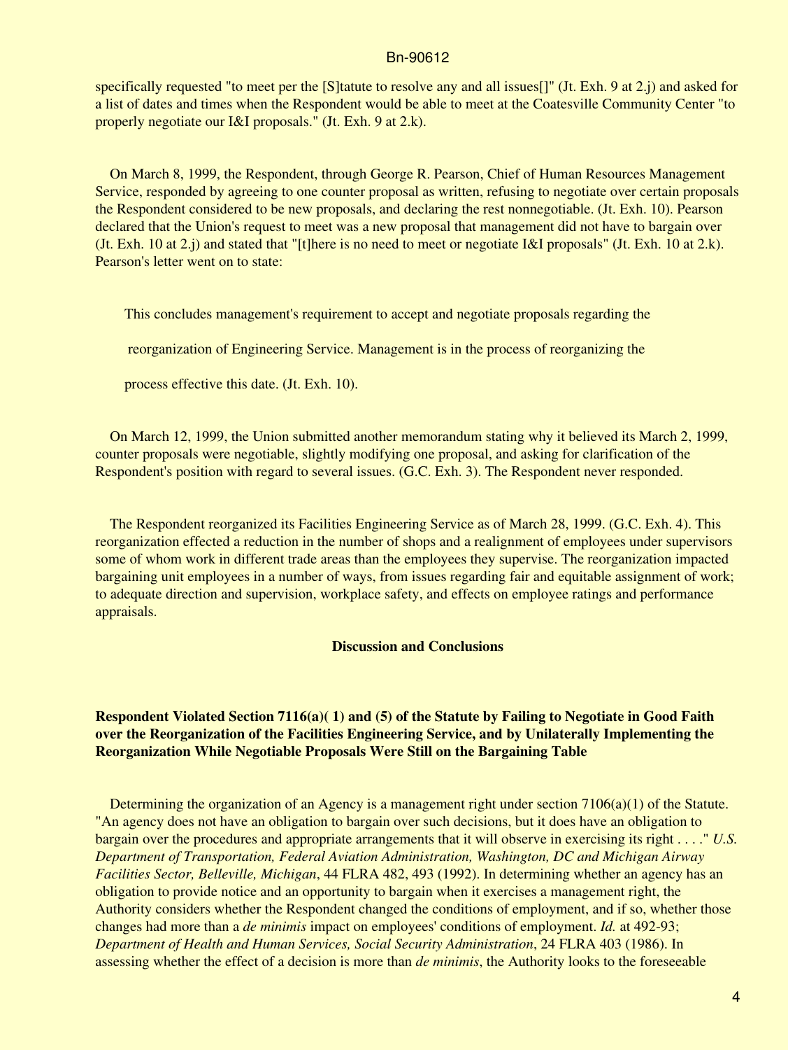specifically requested "to meet per the [S]tatute to resolve any and all issues[]" (Jt. Exh. 9 at 2.j) and asked for a list of dates and times when the Respondent would be able to meet at the Coatesville Community Center "to properly negotiate our I&I proposals." (Jt. Exh. 9 at 2.k).

On March 8, 1999, the Respondent, through George R. Pearson, Chief of Human Resources Management Service, responded by agreeing to one counter proposal as written, refusing to negotiate over certain proposals the Respondent considered to be new proposals, and declaring the rest nonnegotiable. (Jt. Exh. 10). Pearson declared that the Union's request to meet was a new proposal that management did not have to bargain over (Jt. Exh. 10 at 2.j) and stated that "[t]here is no need to meet or negotiate I&I proposals" (Jt. Exh. 10 at 2.k). Pearson's letter went on to state:

> This concludes management's requirement to accept and negotiate proposals regarding the reorganization of Engineering Service. Management is in the process of reorganizing the process effective this date. (Jt. Exh. 10).

On March 12, 1999, the Union submitted another memorandum stating why it believed its March 2, 1999, counter proposals were negotiable, slightly modifying one proposal, and asking for clarification of the Respondent's position with regard to several issues. (G.C. Exh. 3). The Respondent never responded.

The Respondent reorganized its Facilities Engineering Service as of March 28, 1999. (G.C. Exh. 4). This reorganization effected a reduction in the number of shops and a realignment of employees under supervisors some of whom work in different trade areas than the employees they supervise. The reorganization impacted bargaining unit employees in a number of ways, from issues regarding fair and equitable assignment of work; to adequate direction and supervision, workplace safety, and effects on employee ratings and performance appraisals.

## Discussion and Conclusions

### Respondent Violated Section 7116(a)( 1) and (5) of the Statute by Failing to Negotiate in Good Faith over the Reorganization of the Facilities Engineering Service, and by Unilaterally Implementing the Reorganization While Negotiable Proposals Were Still on the Bargaining Table

Determining the organization of an Agency is a management right under section 7106(a)(1) of the Statute. "An agency does not have an obligation to bargain over such decisions, but it does have an obligation to bargain over the procedures and appropriate arrangements that it will observe in exercising its right . . . ." *U.S. Department of Transportation, Federal Aviation Administration, Washington, DC and Michigan Airway Facilities Sector, Belleville, Michigan*, 44 FLRA 482, 493 (1992). In determining whether an agency has an obligation to provide notice and an opportunity to bargain when it exercises a management right, the Authority considers whether the Respondent changed the conditions of employment, and if so, whether those changes had more than a *de minimis* impact on employees' conditions of employment. *Id.* at 492-93; *Department of Health and Human Services, Social Security Administration*, 24 FLRA 403 (1986). In assessing whether the effect of a decision is more than *de minimis*, the Authority looks to the foreseeable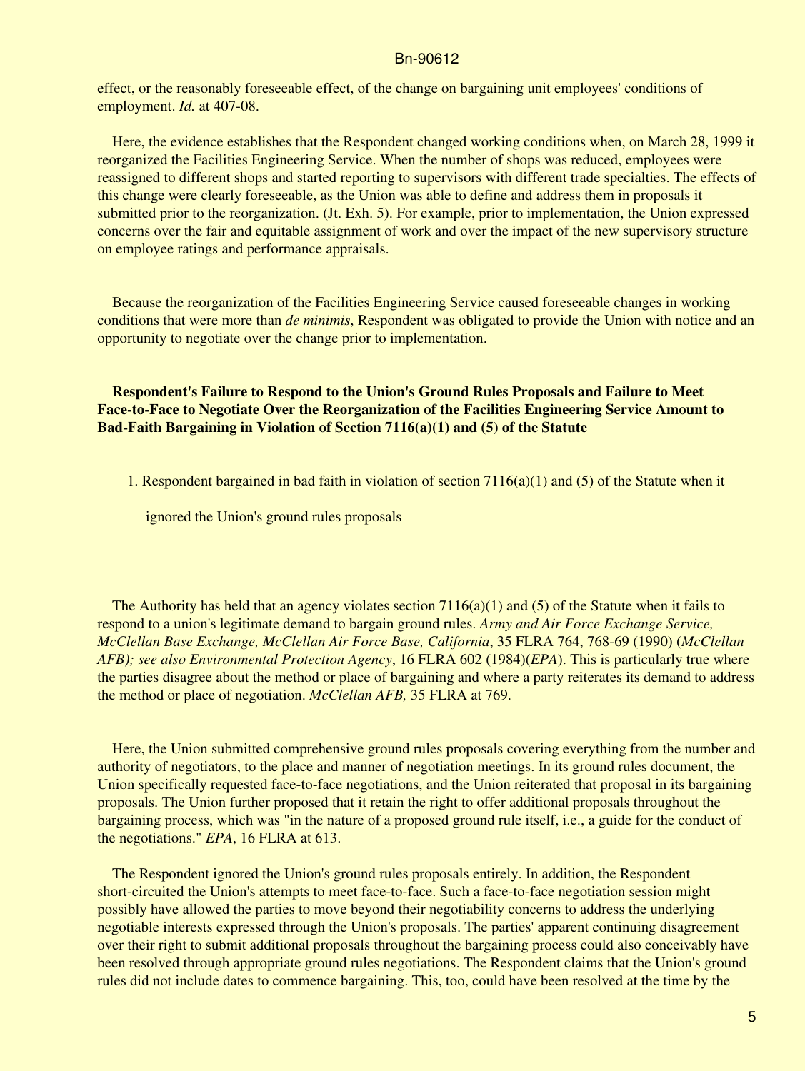effect, or the reasonably foreseeable effect, of the change on bargaining unit employees' conditions of employment. *Id.* at 407-08.

Here, the evidence establishes that the Respondent changed working conditions when, on March 28, 1999 it reorganized the Facilities Engineering Service. When the number of shops was reduced, employees were reassigned to different shops and started reporting to supervisors with different trade specialties. The effects of this change were clearly foreseeable, as the Union was able to define and address them in proposals it submitted prior to the reorganization. (Jt. Exh. 5). For example, prior to implementation, the Union expressed concerns over the fair and equitable assignment of work and over the impact of the new supervisory structure on employee ratings and performance appraisals.

Because the reorganization of the Facilities Engineering Service caused foreseeable changes in working conditions that were more than *de minimis*, Respondent was obligated to provide the Union with notice and an opportunity to negotiate over the change prior to implementation.

**Respondent's Failure to Respond to the Union's Ground Rules Proposals and Failure to Meet Face-to-Face to Negotiate Over the Reorganization of the Facilities Engineering Service Amount to Bad-Faith Bargaining in Violation of Section 7116(a)(1) and (5) of the Statute**

1. Respondent bargained in bad faith in violation of section 7116(a)(1) and (5) of the Statute when it ignored the Union's ground rules proposals

The Authority has held that an agency violates section 7116(a)(1) and (5) of the Statute when it fails to respond to a union's legitimate demand to bargain ground rules. *Army and Air Force Exchange Service, McClellan Base Exchange, McClellan Air Force Base, California*, 35 FLRA 764, 768-69 (1990) (*McClellan AFB); see also Environmental Protection Agency*, 16 FLRA 602 (1984)(*EPA*). This is particularly true where the parties disagree about the method or place of bargaining and where a party reiterates its demand to address the method or place of negotiation. *McClellan AFB,* 35 FLRA at 769.

Here, the Union submitted comprehensive ground rules proposals covering everything from the number and authority of negotiators, to the place and manner of negotiation meetings. In its ground rules document, the Union specifically requested face-to-face negotiations, and the Union reiterated that proposal in its bargaining proposals. The Union further proposed that it retain the right to offer additional proposals throughout the bargaining process, which was "in the nature of a proposed ground rule itself, i.e., a guide for the conduct of the negotiations." *EPA*, 16 FLRA at 613.

The Respondent ignored the Union's ground rules proposals entirely. In addition, the Respondent short-circuited the Union's attempts to meet face-to-face. Such a face-to-face negotiation session might possibly have allowed the parties to move beyond their negotiability concerns to address the underlying negotiable interests expressed through the Union's proposals. The parties' apparent continuing disagreement over their right to submit additional proposals throughout the bargaining process could also conceivably have been resolved through appropriate ground rules negotiations. The Respondent claims that the Union's ground rules did not include dates to commence bargaining. This, too, could have been resolved at the time by the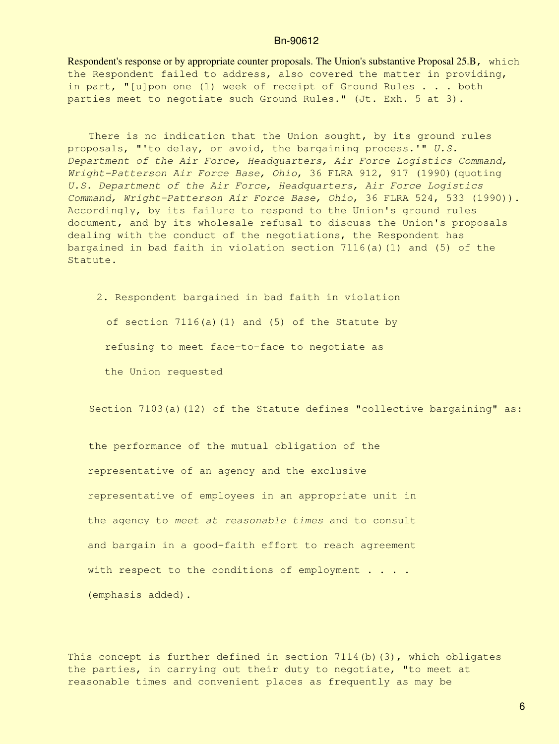Respondent's response or by appropriate counter proposals. The Union's substantive Proposal 25.B, which the Respondent failed to address, also covered the matter in providing, in part, "[u]pon one (1) week of receipt of Ground Rules . . . both parties meet to negotiate such Ground Rules." (Jt. Exh. 5 at 3).

There is no indication that the Union sought, by its ground rules proposals, "'to delay, or avoid, the bargaining process.'" *U.S. Department of the Air Force, Headquarters, Air Force Logistics Command, Wright-Patterson Air Force Base, Ohio*, 36 FLRA 912, 917 (1990)(quoting *U.S. Department of the Air Force, Headquarters, Air Force Logistics Command, Wright-Patterson Air Force Base, Ohio*, 36 FLRA 524, 533 (1990)). Accordingly, by its failure to respond to the Union's ground rules document, and by its wholesale refusal to discuss the Union's proposals dealing with the conduct of the negotiations, the Respondent has bargained in bad faith in violation section 7116(a)(1) and (5) of the Statute.

2. Respondent bargained in bad faith in violation of section 7116(a)(1) and (5) of the Statute by refusing to meet face-to-face to negotiate as the Union requested

Section 7103(a)(12) of the Statute defines "collective bargaining" as:

> the performance of the mutual obligation of the representative of an agency and the exclusive representative of employees in an appropriate unit in the agency to *meet at reasonable times* and to consult and bargain in a good-faith effort to reach agreement with respect to the conditions of employment . . . . (emphasis added).

This concept is further defined in section 7114(b)(3), which obligates the parties, in carrying out their duty to negotiate, "to meet at reasonable times and convenient places as frequently as may be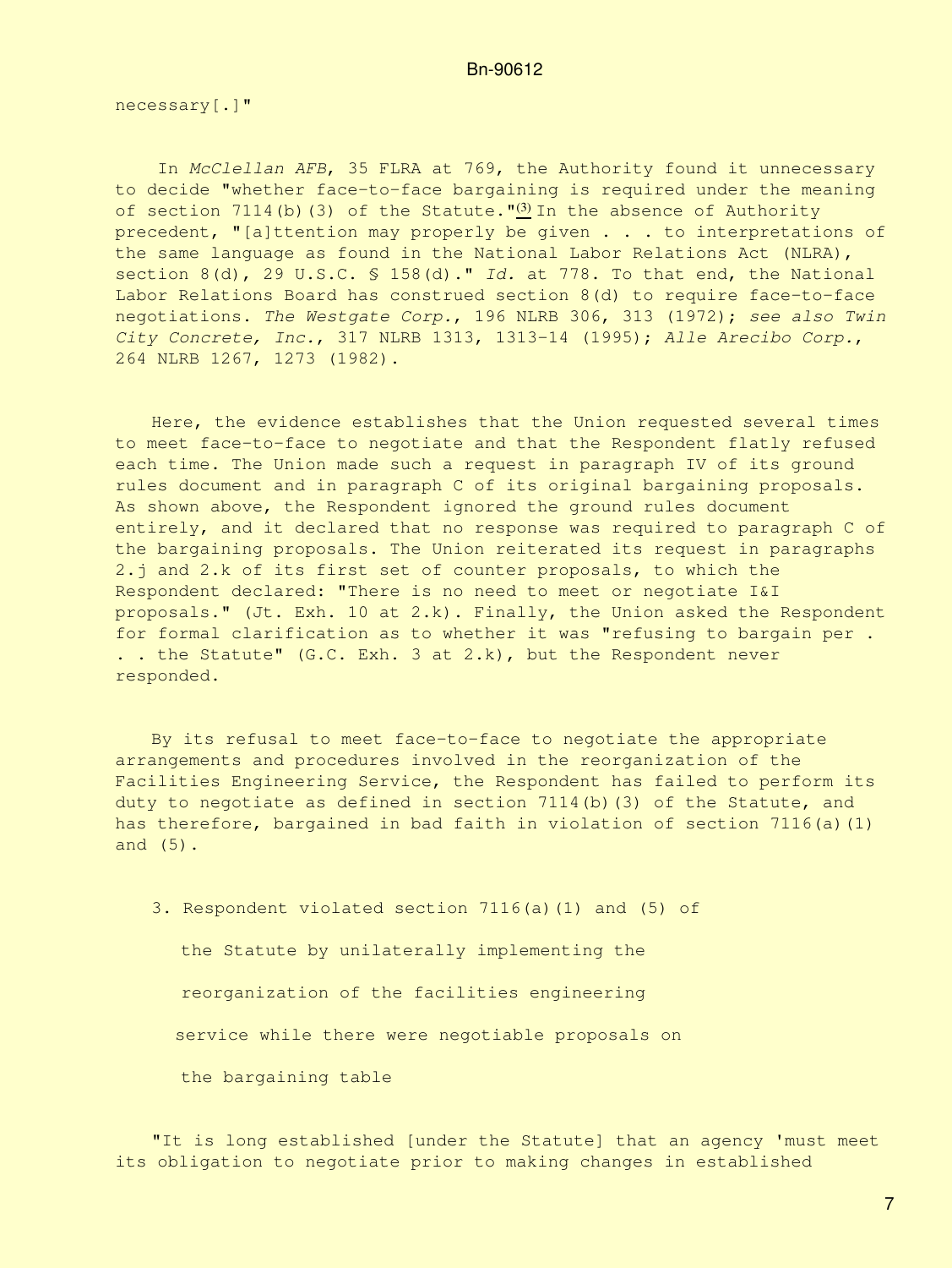necessary[.]"

In *McClellan AFB*, 35 FLRA at 769, the Authority found it unnecessary to decide "whether face-to-face bargaining is required under the meaning of section 7114(b)(3) of the Statute."[(3)] In the absence of Authority precedent, "[a]ttention may properly be given . . . to interpretations of the same language as found in the National Labor Relations Act (NLRA), section 8(d), 29 U.S.C. § 158(d)." *Id.* at 778. To that end, the National Labor Relations Board has construed section 8(d) to require face-to-face negotiations. *The Westgate Corp.*, 196 NLRB 306, 313 (1972); *see also Twin City Concrete, Inc.*, 317 NLRB 1313, 1313-14 (1995); *Alle Arecibo Corp.*, 264 NLRB 1267, 1273 (1982).

Here, the evidence establishes that the Union requested several times to meet face-to-face to negotiate and that the Respondent flatly refused each time. The Union made such a request in paragraph IV of its ground rules document and in paragraph C of its original bargaining proposals. As shown above, the Respondent ignored the ground rules document entirely, and it declared that no response was required to paragraph C of the bargaining proposals. The Union reiterated its request in paragraphs 2.j and 2.k of its first set of counter proposals, to which the Respondent declared: "There is no need to meet or negotiate I&I proposals." (Jt. Exh. 10 at 2.k). Finally, the Union asked the Respondent for formal clarification as to whether it was "refusing to bargain per . . . the Statute" (G.C. Exh. 3 at 2.k), but the Respondent never responded.

By its refusal to meet face-to-face to negotiate the appropriate arrangements and procedures involved in the reorganization of the Facilities Engineering Service, the Respondent has failed to perform its duty to negotiate as defined in section 7114(b)(3) of the Statute, and has therefore, bargained in bad faith in violation of section 7116(a)(1) and (5).

3. Respondent violated section 7116(a)(1) and (5) of the Statute by unilaterally implementing the reorganization of the facilities engineering service while there were negotiable proposals on the bargaining table

"It is long established [under the Statute] that an agency 'must meet its obligation to negotiate prior to making changes in established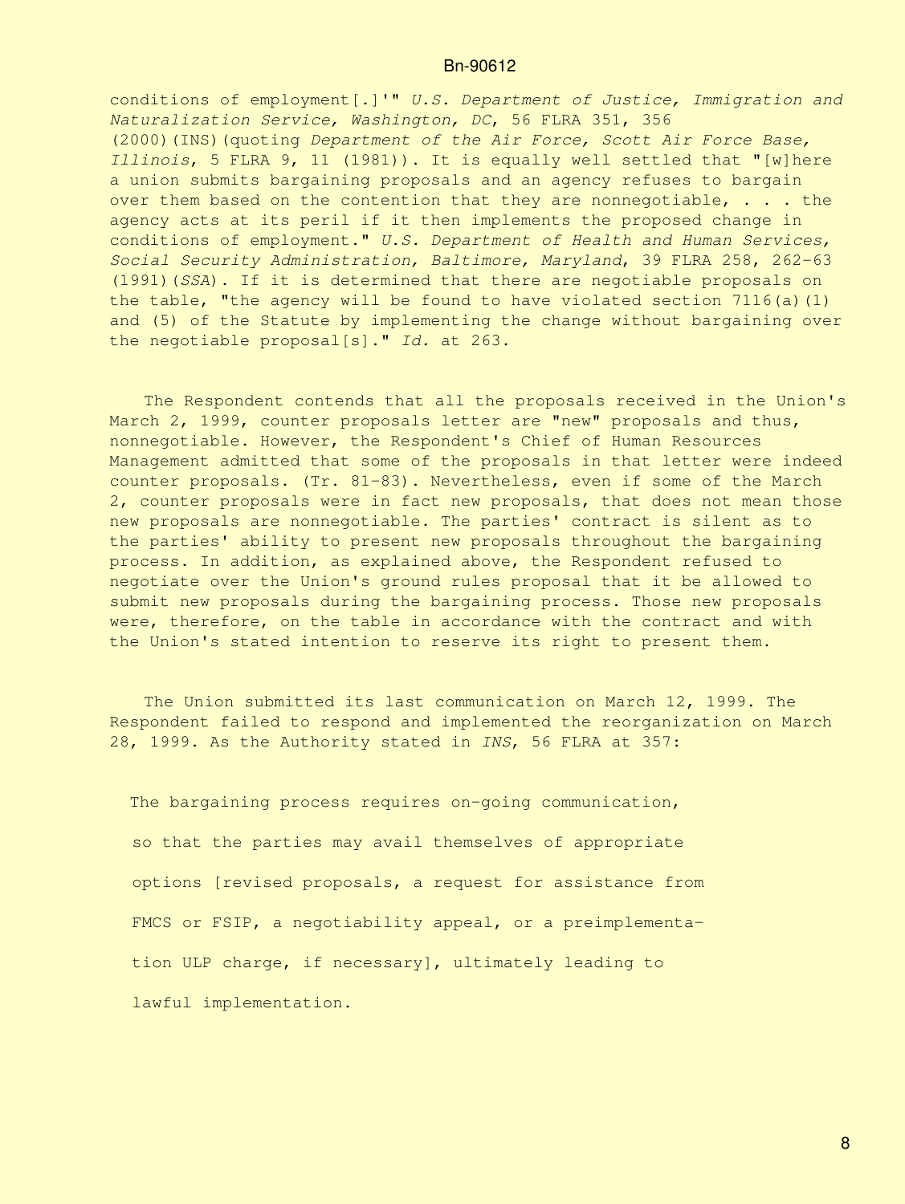conditions of employment[.]'" *U.S. Department of Justice, Immigration and Naturalization Service, Washington, DC*, 56 FLRA 351, 356 (2000)(INS)(quoting *Department of the Air Force, Scott Air Force Base, Illinois*, 5 FLRA 9, 11 (1981)). It is equally well settled that "[w]here a union submits bargaining proposals and an agency refuses to bargain over them based on the contention that they are nonnegotiable, . . . the agency acts at its peril if it then implements the proposed change in conditions of employment." *U.S. Department of Health and Human Services, Social Security Administration, Baltimore, Maryland*, 39 FLRA 258, 262-63 (1991)(*SSA*). If it is determined that there are negotiable proposals on the table, "the agency will be found to have violated section 7116(a)(1) and (5) of the Statute by implementing the change without bargaining over the negotiable proposal[s]." *Id.* at 263.

The Respondent contends that all the proposals received in the Union's March 2, 1999, counter proposals letter are "new" proposals and thus, nonnegotiable. However, the Respondent's Chief of Human Resources Management admitted that some of the proposals in that letter were indeed counter proposals. (Tr. 81-83). Nevertheless, even if some of the March 2, counter proposals were in fact new proposals, that does not mean those new proposals are nonnegotiable. The parties' contract is silent as to the parties' ability to present new proposals throughout the bargaining process. In addition, as explained above, the Respondent refused to negotiate over the Union's ground rules proposal that it be allowed to submit new proposals during the bargaining process. Those new proposals were, therefore, on the table in accordance with the contract and with the Union's stated intention to reserve its right to present them.

The Union submitted its last communication on March 12, 1999. The Respondent failed to respond and implemented the reorganization on March 28, 1999. As the Authority stated in *INS*, 56 FLRA at 357:

> The bargaining process requires on-going communication, so that the parties may avail themselves of appropriate options [revised proposals, a request for assistance from FMCS or FSIP, a negotiability appeal, or a preimplementation ULP charge, if necessary], ultimately leading to lawful implementation.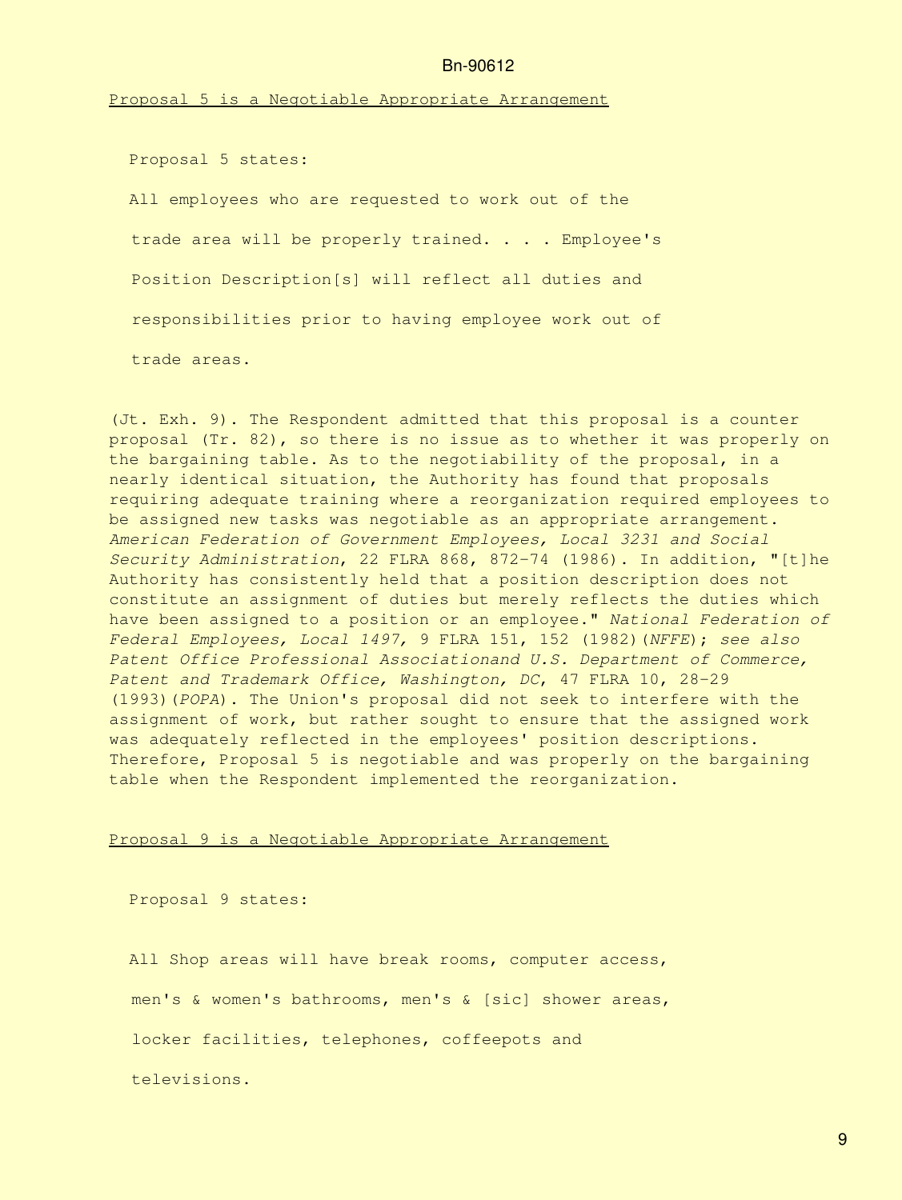Proposal 5 is a Negotiable Appropriate Arrangement

Proposal 5 states:

> All employees who are requested to work out of the trade area will be properly trained. . . . Employee's Position Description[s] will reflect all duties and responsibilities prior to having employee work out of trade areas.

(Jt. Exh. 9). The Respondent admitted that this proposal is a counter proposal (Tr. 82), so there is no issue as to whether it was properly on the bargaining table. As to the negotiability of the proposal, in a nearly identical situation, the Authority has found that proposals requiring adequate training where a reorganization required employees to be assigned new tasks was negotiable as an appropriate arrangement. *American Federation of Government Employees, Local 3231 and Social Security Administration*, 22 FLRA 868, 872-74 (1986). In addition, "[t]he Authority has consistently held that a position description does not constitute an assignment of duties but merely reflects the duties which have been assigned to a position or an employee." *National Federation of Federal Employees, Local 1497,* 9 FLRA 151, 152 (1982)(*NFFE*); *see also Patent Office Professional Associationand U.S. Department of Commerce, Patent and Trademark Office, Washington, DC*, 47 FLRA 10, 28-29 (1993)(*POPA*). The Union's proposal did not seek to interfere with the assignment of work, but rather sought to ensure that the assigned work was adequately reflected in the employees' position descriptions. Therefore, Proposal 5 is negotiable and was properly on the bargaining table when the Respondent implemented the reorganization.

Proposal 9 is a Negotiable Appropriate Arrangement

Proposal 9 states:

> All Shop areas will have break rooms, computer access, men's & women's bathrooms, men's & [sic] shower areas, locker facilities, telephones, coffeepots and televisions.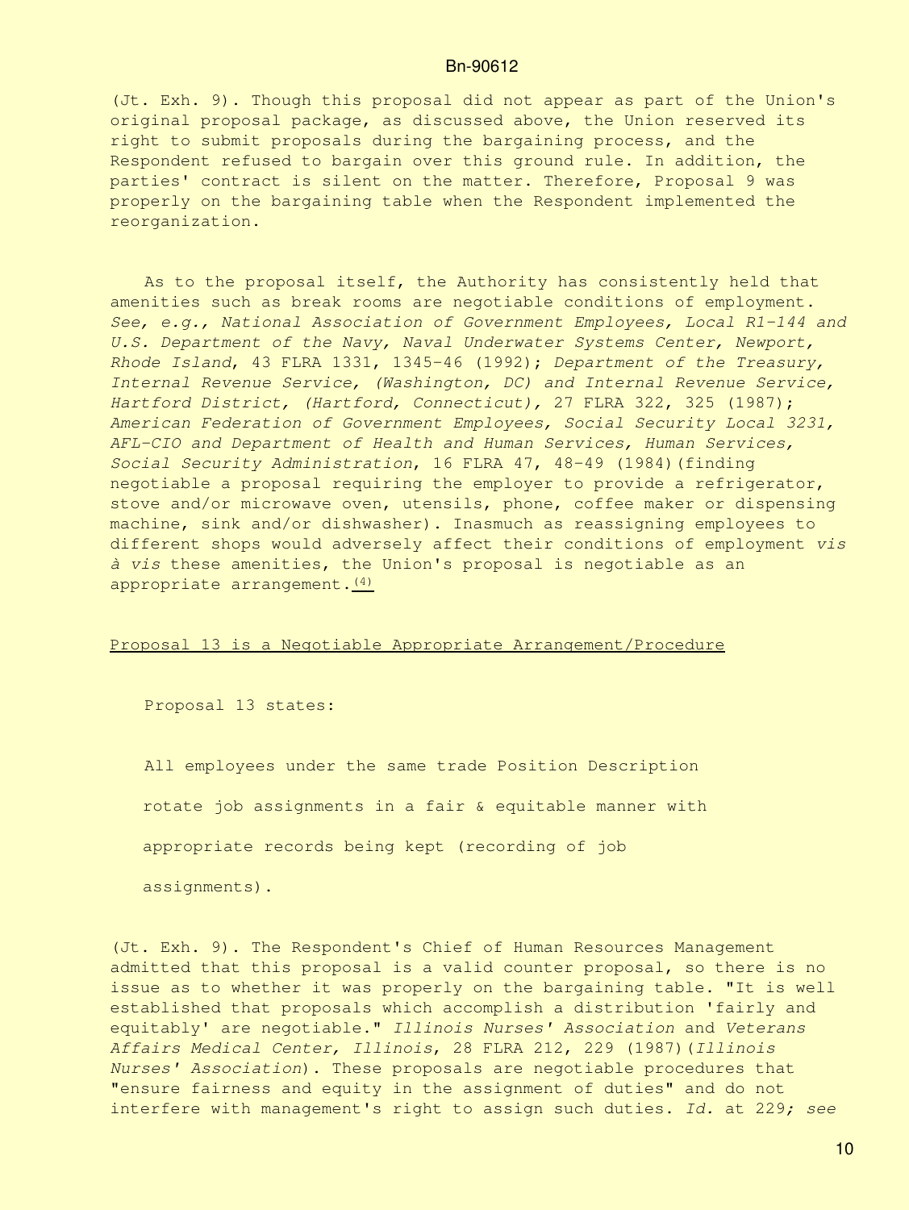(Jt. Exh. 9). Though this proposal did not appear as part of the Union's original proposal package, as discussed above, the Union reserved its right to submit proposals during the bargaining process, and the Respondent refused to bargain over this ground rule. In addition, the parties' contract is silent on the matter. Therefore, Proposal 9 was properly on the bargaining table when the Respondent implemented the reorganization.

As to the proposal itself, the Authority has consistently held that amenities such as break rooms are negotiable conditions of employment. *See, e.g., National Association of Government Employees, Local R1-144 and U.S. Department of the Navy, Naval Underwater Systems Center, Newport, Rhode Island*, 43 FLRA 1331, 1345-46 (1992); *Department of the Treasury, Internal Revenue Service, (Washington, DC) and Internal Revenue Service, Hartford District, (Hartford, Connecticut)*, 27 FLRA 322, 325 (1987); *American Federation of Government Employees, Social Security Local 3231, AFL-CIO and Department of Health and Human Services, Human Services, Social Security Administration*, 16 FLRA 47, 48-49 (1984)(finding negotiable a proposal requiring the employer to provide a refrigerator, stove and/or microwave oven, utensils, phone, coffee maker or dispensing machine, sink and/or dishwasher). Inasmuch as reassigning employees to different shops would adversely affect their conditions of employment *vis à vis* these amenities, the Union's proposal is negotiable as an appropriate arrangement.[4]

Proposal 13 is a Negotiable Appropriate Arrangement/Procedure

Proposal 13 states:

> All employees under the same trade Position Description rotate job assignments in a fair & equitable manner with appropriate records being kept (recording of job assignments).

(Jt. Exh. 9). The Respondent's Chief of Human Resources Management admitted that this proposal is a valid counter proposal, so there is no issue as to whether it was properly on the bargaining table. "It is well established that proposals which accomplish a distribution 'fairly and equitably' are negotiable." *Illinois Nurses' Association* and *Veterans Affairs Medical Center, Illinois*, 28 FLRA 212, 229 (1987)(*Illinois Nurses' Association*). These proposals are negotiable procedures that "ensure fairness and equity in the assignment of duties" and do not interfere with management's right to assign such duties. *Id.* at 229; *see*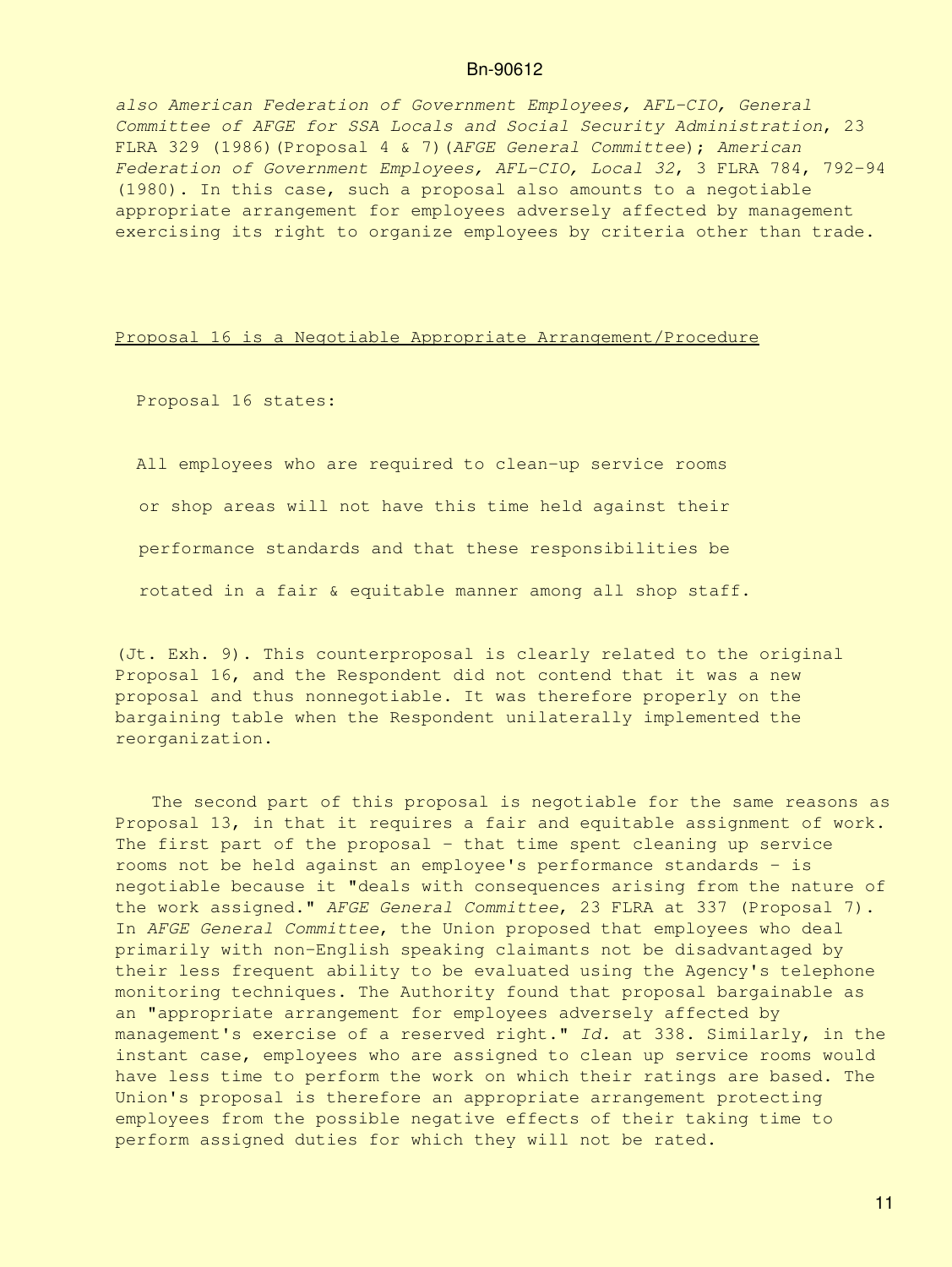also *American Federation of Government Employees, AFL-CIO, General Committee of AFGE for SSA Locals and Social Security Administration*, 23 FLRA 329 (1986)(Proposal 4 & 7)(*AFGE General Committee*); *American Federation of Government Employees, AFL-CIO, Local 32*, 3 FLRA 784, 792-94 (1980). In this case, such a proposal also amounts to a negotiable appropriate arrangement for employees adversely affected by management exercising its right to organize employees by criteria other than trade.

<u>Proposal 16 is a Negotiable Appropriate Arrangement/Procedure</u>

Proposal 16 states:

> All employees who are required to clean-up service rooms or shop areas will not have this time held against their performance standards and that these responsibilities be rotated in a fair & equitable manner among all shop staff.

(Jt. Exh. 9). This counterproposal is clearly related to the original Proposal 16, and the Respondent did not contend that it was a new proposal and thus nonnegotiable. It was therefore properly on the bargaining table when the Respondent unilaterally implemented the reorganization.

The second part of this proposal is negotiable for the same reasons as Proposal 13, in that it requires a fair and equitable assignment of work. The first part of the proposal - that time spent cleaning up service rooms not be held against an employee's performance standards - is negotiable because it "deals with consequences arising from the nature of the work assigned." *AFGE General Committee*, 23 FLRA at 337 (Proposal 7). In *AFGE General Committee*, the Union proposed that employees who deal primarily with non-English speaking claimants not be disadvantaged by their less frequent ability to be evaluated using the Agency's telephone monitoring techniques. The Authority found that proposal bargainable as an "appropriate arrangement for employees adversely affected by management's exercise of a reserved right." *Id.* at 338. Similarly, in the instant case, employees who are assigned to clean up service rooms would have less time to perform the work on which their ratings are based. The Union's proposal is therefore an appropriate arrangement protecting employees from the possible negative effects of their taking time to perform assigned duties for which they will not be rated.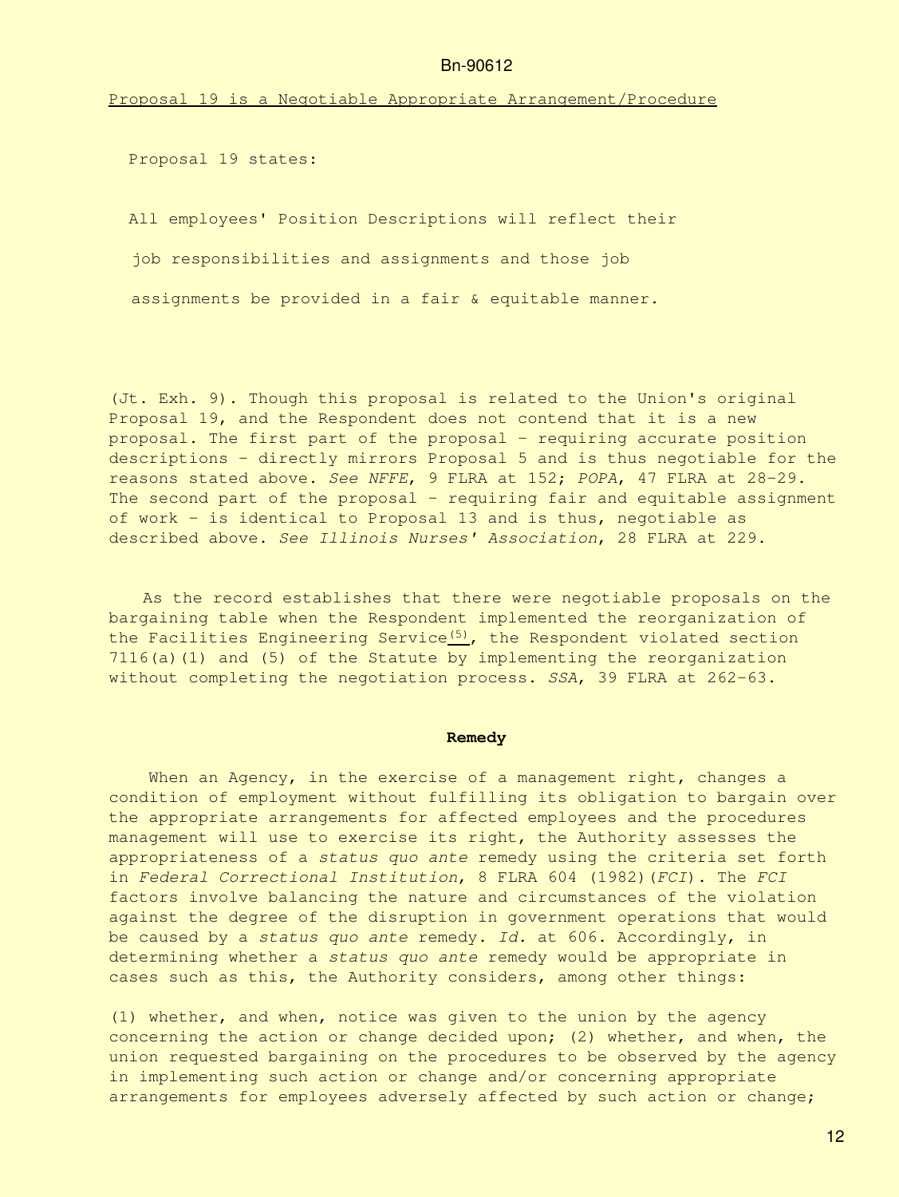Proposal 19 is a Negotiable Appropriate Arrangement/Procedure

Proposal 19 states:

> All employees' Position Descriptions will reflect their job responsibilities and assignments and those job assignments be provided in a fair & equitable manner.

(Jt. Exh. 9). Though this proposal is related to the Union's original Proposal 19, and the Respondent does not contend that it is a new proposal. The first part of the proposal - requiring accurate position descriptions - directly mirrors Proposal 5 and is thus negotiable for the reasons stated above. *See NFFE*, 9 FLRA at 152; *POPA*, 47 FLRA at 28-29. The second part of the proposal - requiring fair and equitable assignment of work - is identical to Proposal 13 and is thus, negotiable as described above. *See Illinois Nurses' Association*, 28 FLRA at 229.

As the record establishes that there were negotiable proposals on the bargaining table when the Respondent implemented the reorganization of the Facilities Engineering Service[(5)], the Respondent violated section 7116(a)(1) and (5) of the Statute by implementing the reorganization without completing the negotiation process. *SSA*, 39 FLRA at 262-63.

**Remedy**

When an Agency, in the exercise of a management right, changes a condition of employment without fulfilling its obligation to bargain over the appropriate arrangements for affected employees and the procedures management will use to exercise its right, the Authority assesses the appropriateness of a *status quo ante* remedy using the criteria set forth in *Federal Correctional Institution*, 8 FLRA 604 (1982)(*FCI*). The *FCI* factors involve balancing the nature and circumstances of the violation against the degree of the disruption in government operations that would be caused by a *status quo ante* remedy. *Id.* at 606. Accordingly, in determining whether a *status quo ante* remedy would be appropriate in cases such as this, the Authority considers, among other things:

(1) whether, and when, notice was given to the union by the agency concerning the action or change decided upon; (2) whether, and when, the union requested bargaining on the procedures to be observed by the agency in implementing such action or change and/or concerning appropriate arrangements for employees adversely affected by such action or change;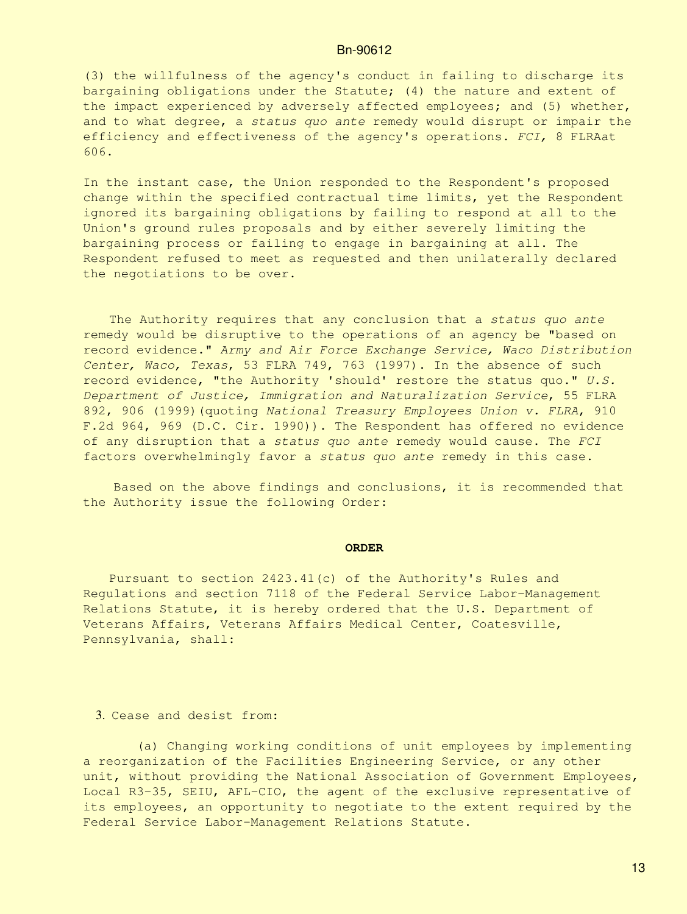(3) the willfulness of the agency's conduct in failing to discharge its bargaining obligations under the Statute; (4) the nature and extent of the impact experienced by adversely affected employees; and (5) whether, and to what degree, a *status quo ante* remedy would disrupt or impair the efficiency and effectiveness of the agency's operations. *FCI,* 8 FLRAat 606.

In the instant case, the Union responded to the Respondent's proposed change within the specified contractual time limits, yet the Respondent ignored its bargaining obligations by failing to respond at all to the Union's ground rules proposals and by either severely limiting the bargaining process or failing to engage in bargaining at all. The Respondent refused to meet as requested and then unilaterally declared the negotiations to be over.

The Authority requires that any conclusion that a *status quo ante* remedy would be disruptive to the operations of an agency be "based on record evidence." *Army and Air Force Exchange Service, Waco Distribution Center, Waco, Texas*, 53 FLRA 749, 763 (1997). In the absence of such record evidence, "the Authority 'should' restore the status quo." *U.S. Department of Justice, Immigration and Naturalization Service*, 55 FLRA 892, 906 (1999)(quoting *National Treasury Employees Union v. FLRA*, 910 F.2d 964, 969 (D.C. Cir. 1990)). The Respondent has offered no evidence of any disruption that a *status quo ante* remedy would cause. The *FCI* factors overwhelmingly favor a *status quo ante* remedy in this case.

Based on the above findings and conclusions, it is recommended that the Authority issue the following Order:

**ORDER**

Pursuant to section 2423.41(c) of the Authority's Rules and Regulations and section 7118 of the Federal Service Labor-Management Relations Statute, it is hereby ordered that the U.S. Department of Veterans Affairs, Veterans Affairs Medical Center, Coatesville, Pennsylvania, shall:

3. Cease and desist from:

(a) Changing working conditions of unit employees by implementing a reorganization of the Facilities Engineering Service, or any other unit, without providing the National Association of Government Employees, Local R3-35, SEIU, AFL-CIO, the agent of the exclusive representative of its employees, an opportunity to negotiate to the extent required by the Federal Service Labor-Management Relations Statute.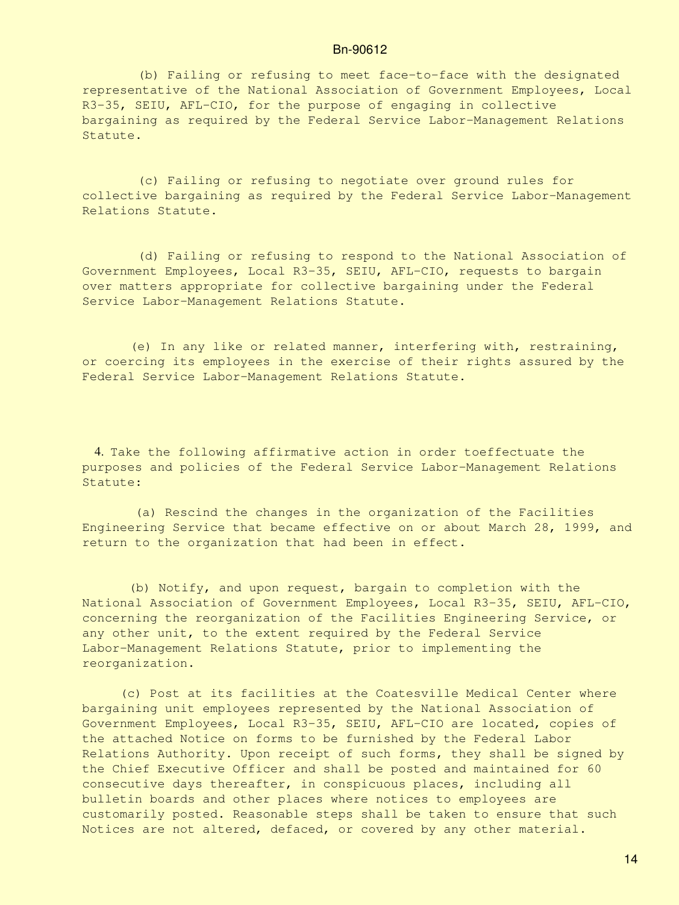(b) Failing or refusing to meet face-to-face with the designated representative of the National Association of Government Employees, Local R3-35, SEIU, AFL-CIO, for the purpose of engaging in collective bargaining as required by the Federal Service Labor-Management Relations Statute.

(c) Failing or refusing to negotiate over ground rules for collective bargaining as required by the Federal Service Labor-Management Relations Statute.

(d) Failing or refusing to respond to the National Association of Government Employees, Local R3-35, SEIU, AFL-CIO, requests to bargain over matters appropriate for collective bargaining under the Federal Service Labor-Management Relations Statute.

(e) In any like or related manner, interfering with, restraining, or coercing its employees in the exercise of their rights assured by the Federal Service Labor-Management Relations Statute.

4. Take the following affirmative action in order toeffectuate the purposes and policies of the Federal Service Labor-Management Relations Statute:

(a) Rescind the changes in the organization of the Facilities Engineering Service that became effective on or about March 28, 1999, and return to the organization that had been in effect.

(b) Notify, and upon request, bargain to completion with the National Association of Government Employees, Local R3-35, SEIU, AFL-CIO, concerning the reorganization of the Facilities Engineering Service, or any other unit, to the extent required by the Federal Service Labor-Management Relations Statute, prior to implementing the reorganization.

(c) Post at its facilities at the Coatesville Medical Center where bargaining unit employees represented by the National Association of Government Employees, Local R3-35, SEIU, AFL-CIO are located, copies of the attached Notice on forms to be furnished by the Federal Labor Relations Authority. Upon receipt of such forms, they shall be signed by the Chief Executive Officer and shall be posted and maintained for 60 consecutive days thereafter, in conspicuous places, including all bulletin boards and other places where notices to employees are customarily posted. Reasonable steps shall be taken to ensure that such Notices are not altered, defaced, or covered by any other material.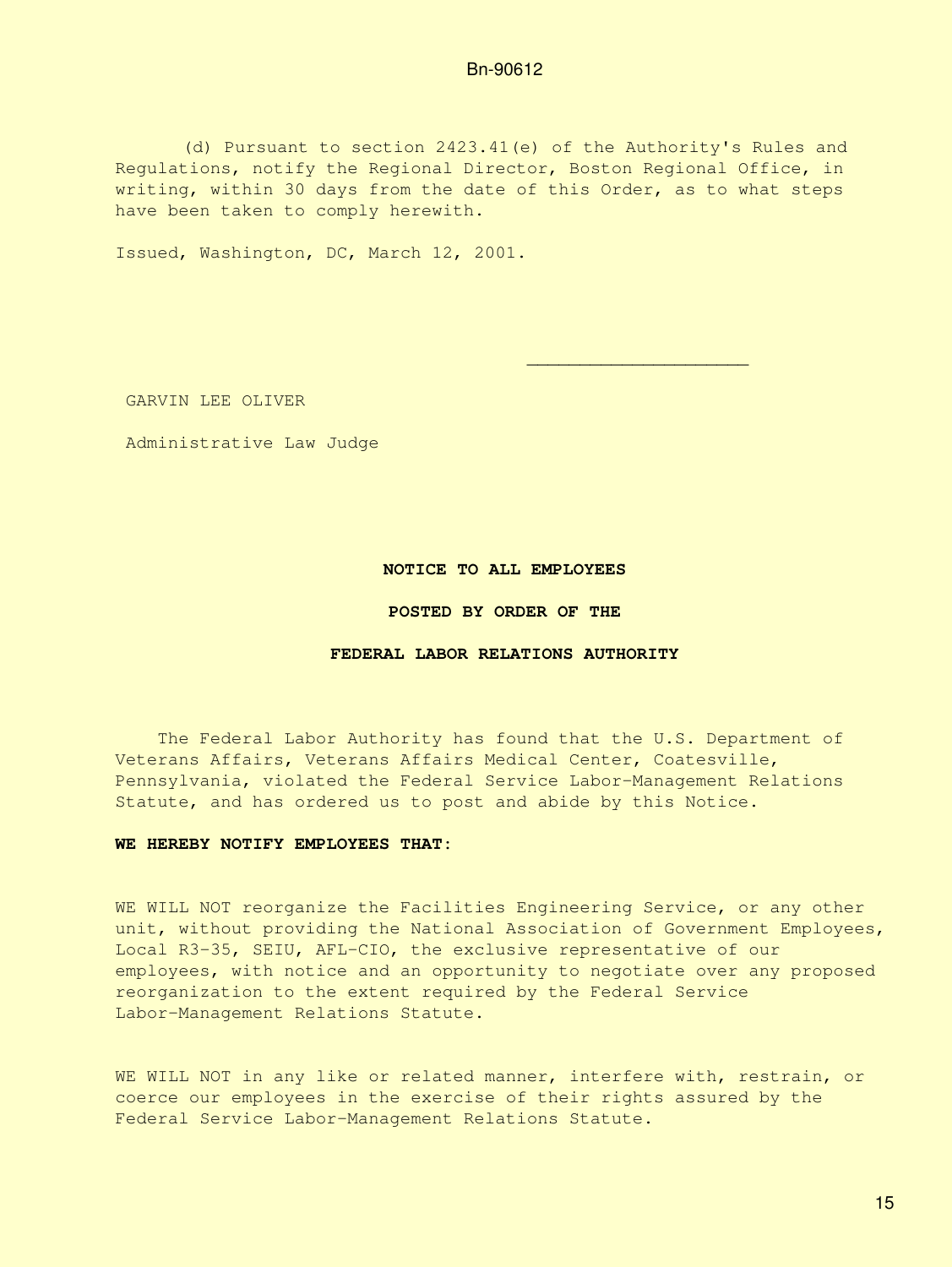(d) Pursuant to section 2423.41(e) of the Authority's Rules and Regulations, notify the Regional Director, Boston Regional Office, in writing, within 30 days from the date of this Order, as to what steps have been taken to comply herewith.

Issued, Washington, DC, March 12, 2001.

\_\_\_\_\_\_\_\_\_\_\_\_\_\_\_\_\_\_\_\_\_

GARVIN LEE OLIVER

Administrative Law Judge

**NOTICE TO ALL EMPLOYEES**

**POSTED BY ORDER OF THE**

**FEDERAL LABOR RELATIONS AUTHORITY**

The Federal Labor Authority has found that the U.S. Department of Veterans Affairs, Veterans Affairs Medical Center, Coatesville, Pennsylvania, violated the Federal Service Labor-Management Relations Statute, and has ordered us to post and abide by this Notice.

**WE HEREBY NOTIFY EMPLOYEES THAT:**

WE WILL NOT reorganize the Facilities Engineering Service, or any other unit, without providing the National Association of Government Employees, Local R3-35, SEIU, AFL-CIO, the exclusive representative of our employees, with notice and an opportunity to negotiate over any proposed reorganization to the extent required by the Federal Service Labor-Management Relations Statute.

WE WILL NOT in any like or related manner, interfere with, restrain, or coerce our employees in the exercise of their rights assured by the Federal Service Labor-Management Relations Statute.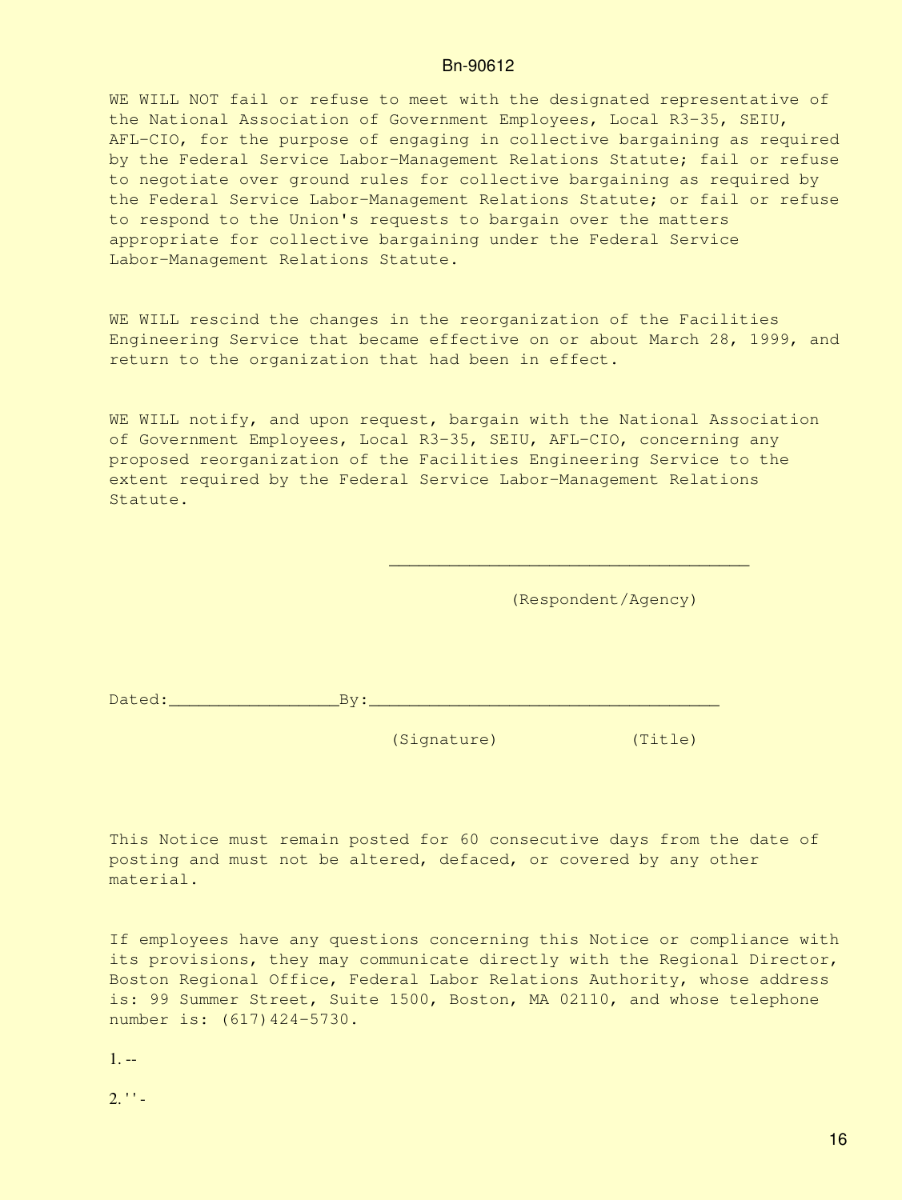WE WILL NOT fail or refuse to meet with the designated representative of the National Association of Government Employees, Local R3-35, SEIU, AFL-CIO, for the purpose of engaging in collective bargaining as required by the Federal Service Labor-Management Relations Statute; fail or refuse to negotiate over ground rules for collective bargaining as required by the Federal Service Labor-Management Relations Statute; or fail or refuse to respond to the Union's requests to bargain over the matters appropriate for collective bargaining under the Federal Service Labor-Management Relations Statute.

WE WILL rescind the changes in the reorganization of the Facilities Engineering Service that became effective on or about March 28, 1999, and return to the organization that had been in effect.

WE WILL notify, and upon request, bargain with the National Association of Government Employees, Local R3-35, SEIU, AFL-CIO, concerning any proposed reorganization of the Facilities Engineering Service to the extent required by the Federal Service Labor-Management Relations Statute.

___________________________________

(Respondent/Agency)

Dated:________________By:__________________________________

(Signature) (Title)

This Notice must remain posted for 60 consecutive days from the date of posting and must not be altered, defaced, or covered by any other material.

If employees have any questions concerning this Notice or compliance with its provisions, they may communicate directly with the Regional Director, Boston Regional Office, Federal Labor Relations Authority, whose address is: 99 Summer Street, Suite 1500, Boston, MA 02110, and whose telephone number is: (617)424-5730.

1. --

2. '' -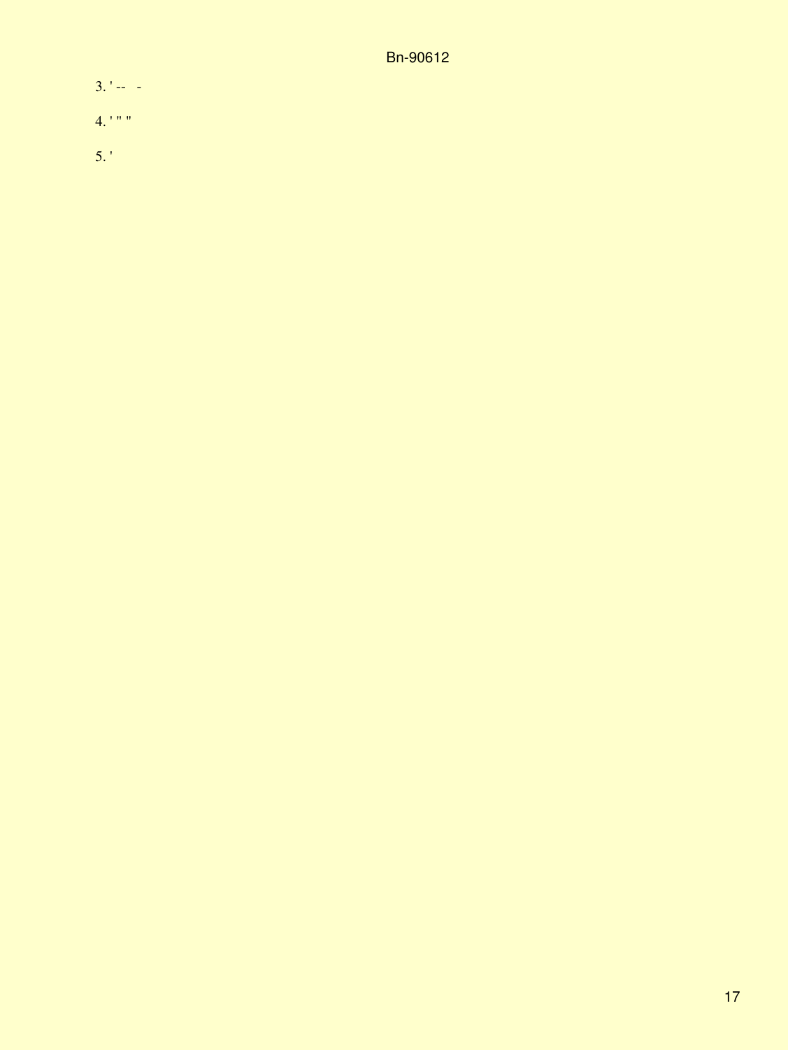3. ' --   -

4. ' " "

5. '